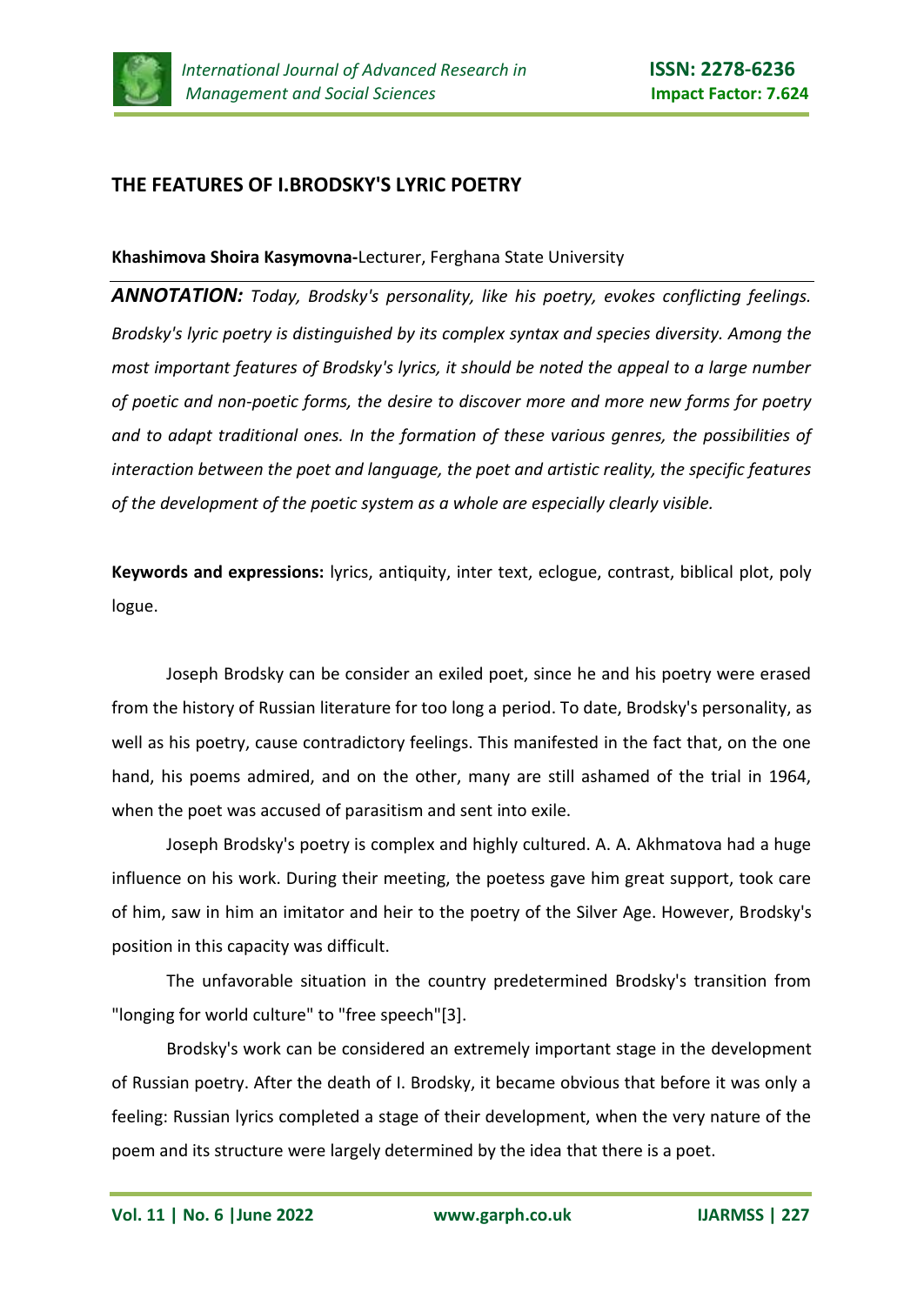# THE FEATURES OF I.BRODSKY'S LYRIC POETRY

**Khashimova Shoira Kasymovna-**Lecturer, Ferghana State University

***ANNOTATION:*** *Today, Brodsky's personality, like his poetry, evokes conflicting feelings. Brodsky's lyric poetry is distinguished by its complex syntax and species diversity. Among the most important features of Brodsky's lyrics, it should be noted the appeal to a large number of poetic and non-poetic forms, the desire to discover more and more new forms for poetry and to adapt traditional ones. In the formation of these various genres, the possibilities of interaction between the poet and language, the poet and artistic reality, the specific features of the development of the poetic system as a whole are especially clearly visible.*

**Keywords and expressions:** lyrics, antiquity, inter text, eclogue, contrast, biblical plot, poly logue.

Joseph Brodsky can be consider an exiled poet, since he and his poetry were erased from the history of Russian literature for too long a period. To date, Brodsky's personality, as well as his poetry, cause contradictory feelings. This manifested in the fact that, on the one hand, his poems admired, and on the other, many are still ashamed of the trial in 1964, when the poet was accused of parasitism and sent into exile.

Joseph Brodsky's poetry is complex and highly cultured. A. A. Akhmatova had a huge influence on his work. During their meeting, the poetess gave him great support, took care of him, saw in him an imitator and heir to the poetry of the Silver Age. However, Brodsky's position in this capacity was difficult.

The unfavorable situation in the country predetermined Brodsky's transition from "longing for world culture" to "free speech"[3].

Brodsky's work can be considered an extremely important stage in the development of Russian poetry. After the death of I. Brodsky, it became obvious that before it was only a feeling: Russian lyrics completed a stage of their development, when the very nature of the poem and its structure were largely determined by the idea that there is a poet.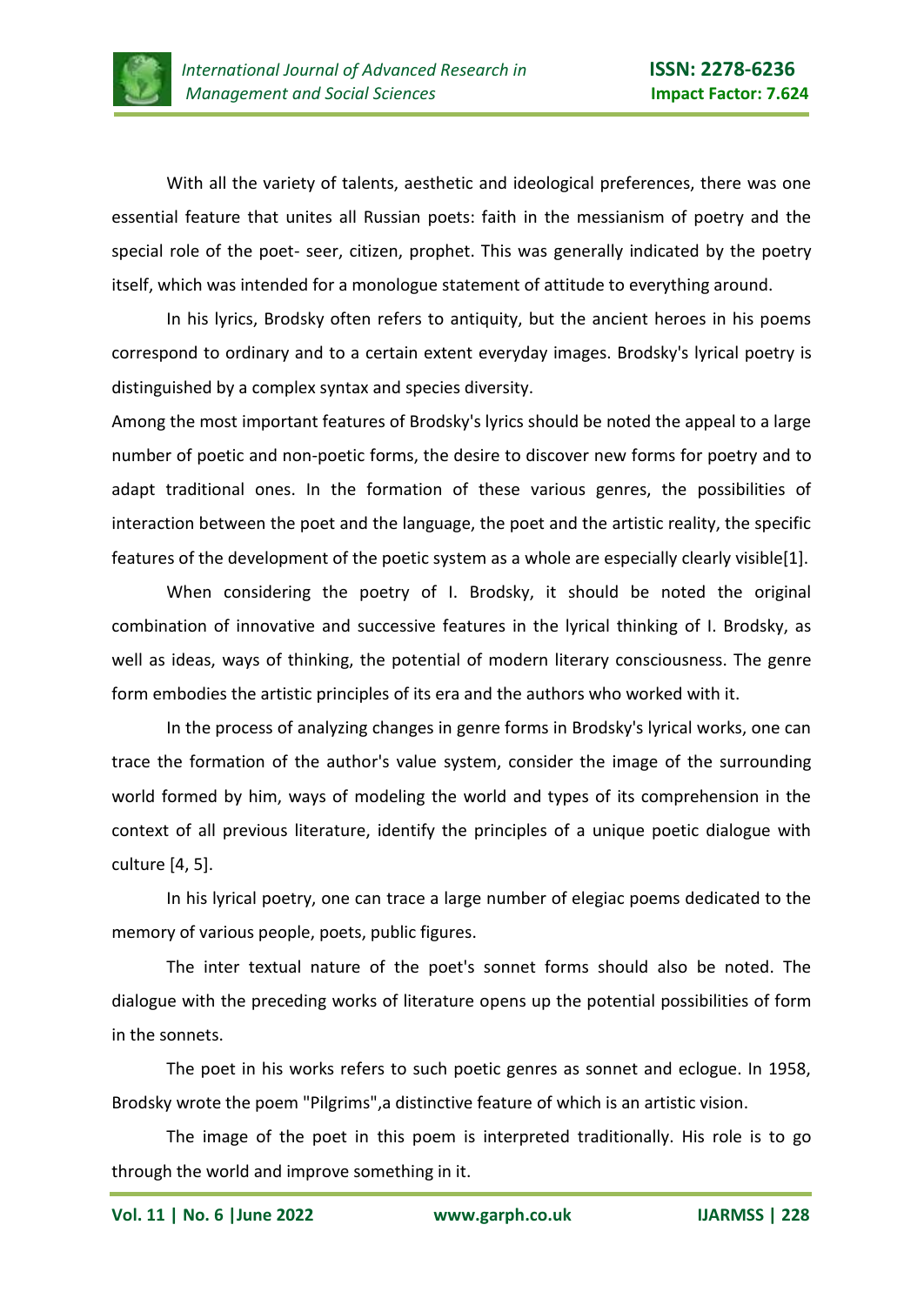With all the variety of talents, aesthetic and ideological preferences, there was one essential feature that unites all Russian poets: faith in the messianism of poetry and the special role of the poet- seer, citizen, prophet. This was generally indicated by the poetry itself, which was intended for a monologue statement of attitude to everything around.

In his lyrics, Brodsky often refers to antiquity, but the ancient heroes in his poems correspond to ordinary and to a certain extent everyday images. Brodsky's lyrical poetry is distinguished by a complex syntax and species diversity.

Among the most important features of Brodsky's lyrics should be noted the appeal to a large number of poetic and non-poetic forms, the desire to discover new forms for poetry and to adapt traditional ones. In the formation of these various genres, the possibilities of interaction between the poet and the language, the poet and the artistic reality, the specific features of the development of the poetic system as a whole are especially clearly visible[1].

When considering the poetry of I. Brodsky, it should be noted the original combination of innovative and successive features in the lyrical thinking of I. Brodsky, as well as ideas, ways of thinking, the potential of modern literary consciousness. The genre form embodies the artistic principles of its era and the authors who worked with it.

In the process of analyzing changes in genre forms in Brodsky's lyrical works, one can trace the formation of the author's value system, consider the image of the surrounding world formed by him, ways of modeling the world and types of its comprehension in the context of all previous literature, identify the principles of a unique poetic dialogue with culture [4, 5].

In his lyrical poetry, one can trace a large number of elegiac poems dedicated to the memory of various people, poets, public figures.

The inter textual nature of the poet's sonnet forms should also be noted. The dialogue with the preceding works of literature opens up the potential possibilities of form in the sonnets.

The poet in his works refers to such poetic genres as sonnet and eclogue. In 1958, Brodsky wrote the poem "Pilgrims",a distinctive feature of which is an artistic vision.

The image of the poet in this poem is interpreted traditionally. His role is to go through the world and improve something in it.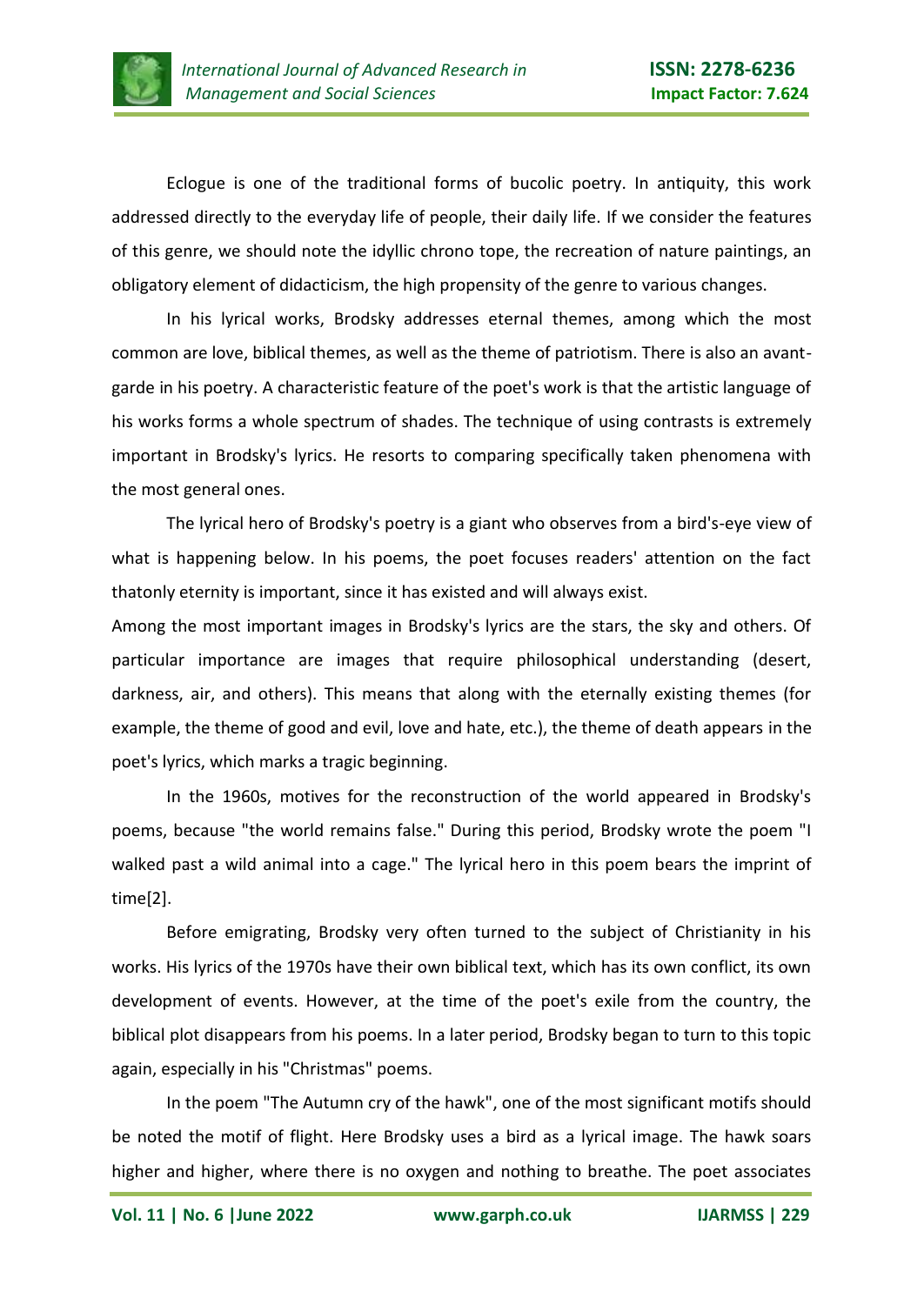Eclogue is one of the traditional forms of bucolic poetry. In antiquity, this work addressed directly to the everyday life of people, their daily life. If we consider the features of this genre, we should note the idyllic chrono tope, the recreation of nature paintings, an obligatory element of didacticism, the high propensity of the genre to various changes.

In his lyrical works, Brodsky addresses eternal themes, among which the most common are love, biblical themes, as well as the theme of patriotism. There is also an avant-garde in his poetry. A characteristic feature of the poet's work is that the artistic language of his works forms a whole spectrum of shades. The technique of using contrasts is extremely important in Brodsky's lyrics. He resorts to comparing specifically taken phenomena with the most general ones.

The lyrical hero of Brodsky's poetry is a giant who observes from a bird's-eye view of what is happening below. In his poems, the poet focuses readers' attention on the fact thatonly eternity is important, since it has existed and will always exist.

Among the most important images in Brodsky's lyrics are the stars, the sky and others. Of particular importance are images that require philosophical understanding (desert, darkness, air, and others). This means that along with the eternally existing themes (for example, the theme of good and evil, love and hate, etc.), the theme of death appears in the poet's lyrics, which marks a tragic beginning.

In the 1960s, motives for the reconstruction of the world appeared in Brodsky's poems, because "the world remains false." During this period, Brodsky wrote the poem "I walked past a wild animal into a cage." The lyrical hero in this poem bears the imprint of time[2].

Before emigrating, Brodsky very often turned to the subject of Christianity in his works. His lyrics of the 1970s have their own biblical text, which has its own conflict, its own development of events. However, at the time of the poet's exile from the country, the biblical plot disappears from his poems. In a later period, Brodsky began to turn to this topic again, especially in his "Christmas" poems.

In the poem "The Autumn cry of the hawk", one of the most significant motifs should be noted the motif of flight. Here Brodsky uses a bird as a lyrical image. The hawk soars higher and higher, where there is no oxygen and nothing to breathe. The poet associates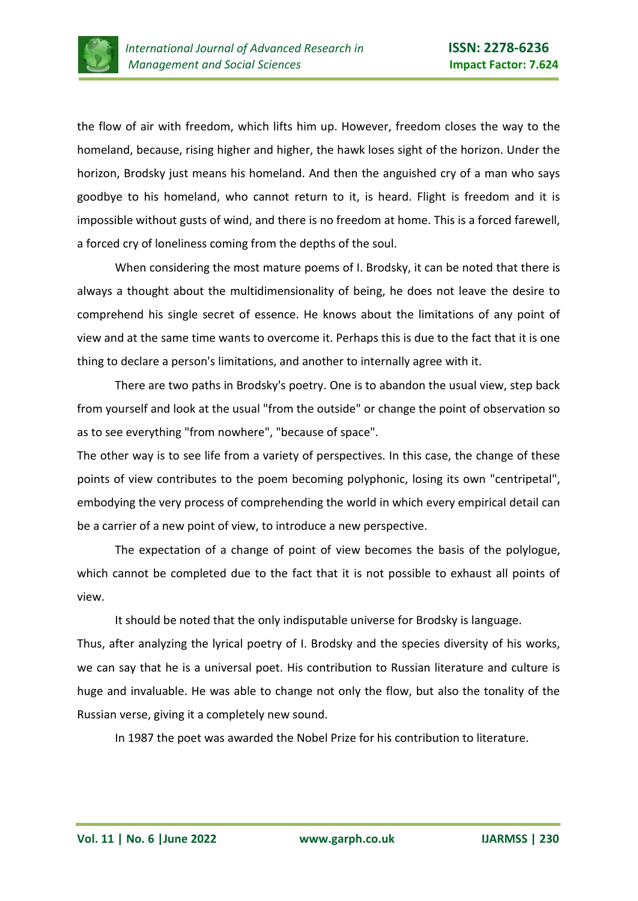the flow of air with freedom, which lifts him up. However, freedom closes the way to the homeland, because, rising higher and higher, the hawk loses sight of the horizon. Under the horizon, Brodsky just means his homeland. And then the anguished cry of a man who says goodbye to his homeland, who cannot return to it, is heard. Flight is freedom and it is impossible without gusts of wind, and there is no freedom at home. This is a forced farewell, a forced cry of loneliness coming from the depths of the soul.

When considering the most mature poems of I. Brodsky, it can be noted that there is always a thought about the multidimensionality of being, he does not leave the desire to comprehend his single secret of essence. He knows about the limitations of any point of view and at the same time wants to overcome it. Perhaps this is due to the fact that it is one thing to declare a person's limitations, and another to internally agree with it.

There are two paths in Brodsky's poetry. One is to abandon the usual view, step back from yourself and look at the usual "from the outside" or change the point of observation so as to see everything "from nowhere", "because of space".

The other way is to see life from a variety of perspectives. In this case, the change of these points of view contributes to the poem becoming polyphonic, losing its own "centripetal", embodying the very process of comprehending the world in which every empirical detail can be a carrier of a new point of view, to introduce a new perspective.

The expectation of a change of point of view becomes the basis of the polylogue, which cannot be completed due to the fact that it is not possible to exhaust all points of view.

It should be noted that the only indisputable universe for Brodsky is language.

Thus, after analyzing the lyrical poetry of I. Brodsky and the species diversity of his works, we can say that he is a universal poet. His contribution to Russian literature and culture is huge and invaluable. He was able to change not only the flow, but also the tonality of the Russian verse, giving it a completely new sound.

In 1987 the poet was awarded the Nobel Prize for his contribution to literature.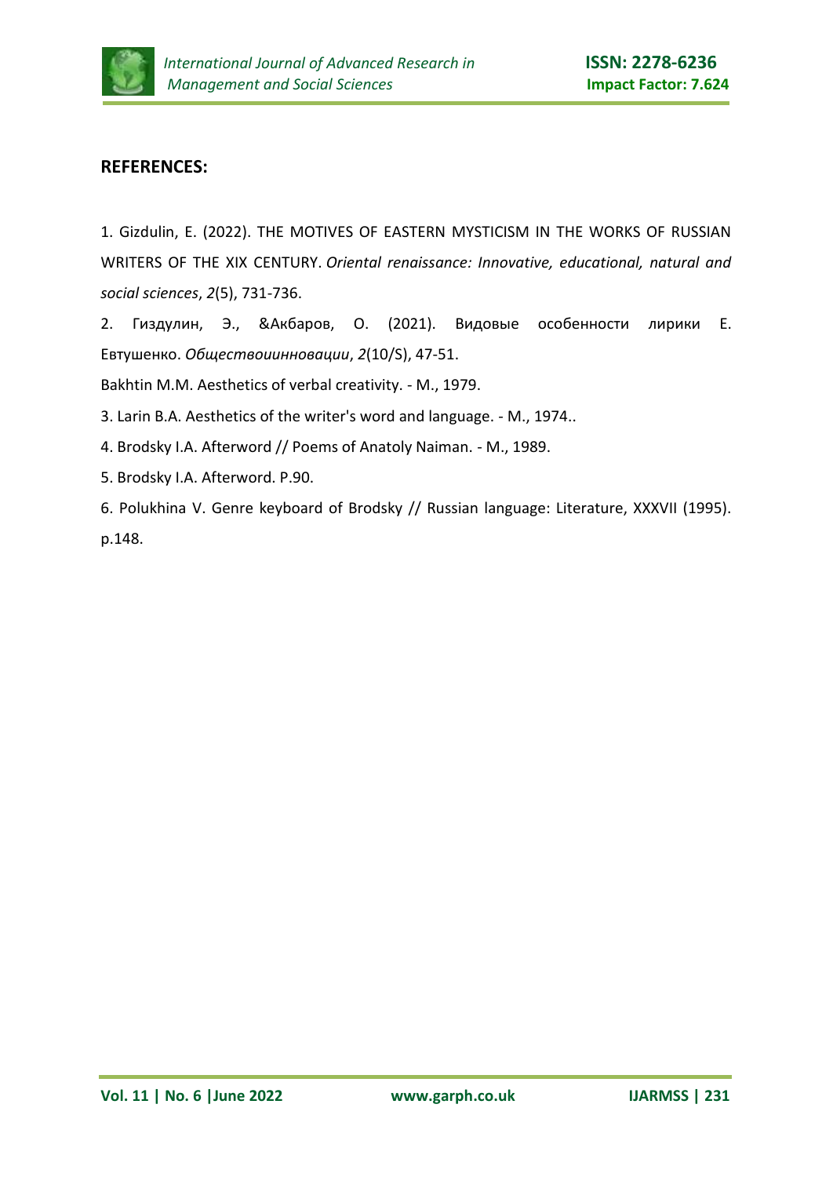## REFERENCES:

1. Gizdulin, E. (2022). THE MOTIVES OF EASTERN MYSTICISM IN THE WORKS OF RUSSIAN WRITERS OF THE XIX CENTURY. *Oriental renaissance: Innovative, educational, natural and social sciences*, *2*(5), 731-736.

2. Гиздулин, Э., &Акбаров, О. (2021). Видовые особенности лирики Е. Евтушенко. *Обществоиинновации*, *2*(10/S), 47-51.

Bakhtin M.M. Aesthetics of verbal creativity. - M., 1979.

3. Larin B.A. Aesthetics of the writer's word and language. - M., 1974..

4. Brodsky I.A. Afterword // Poems of Anatoly Naiman. - M., 1989.

5. Brodsky I.A. Afterword. P.90.

6. Polukhina V. Genre keyboard of Brodsky // Russian language: Literature, XXXVII (1995). p.148.